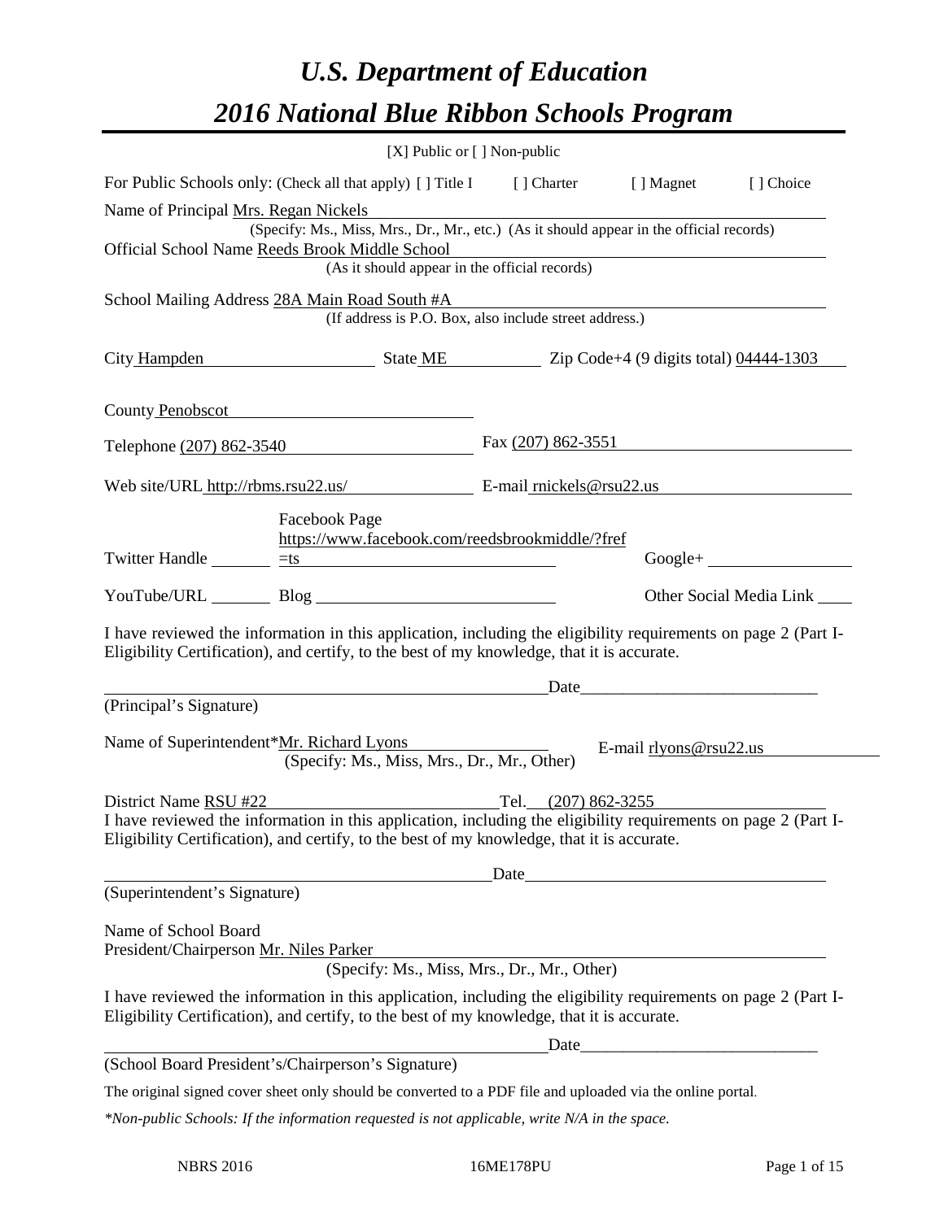# *U.S. Department of Education*

# *2016 National Blue Ribbon Schools Program*

[X] Public or [ ] Non-public

For Public Schools only: (Check all that apply) [ ] Title I [ ] Charter [ ] Magnet [ ] Choice

Name of Principal Mrs. Regan Nickels

(Specify: Ms., Miss, Mrs., Dr., Mr., etc.) (As it should appear in the official records)

Official School Name Reeds Brook Middle School

(As it should appear in the official records)

School Mailing Address 28A Main Road South #A

(If address is P.O. Box, also include street address.)

City Hampden State ME Zip Code+4 (9 digits total) 04444-1303

County Penobscot

Telephone (207) 862-3540 Fax (207) 862-3551

Web site/URL http://rbms.rsu22.us/ E-mail rnickels@rsu22.us

Twitter Handle ______ Facebook Page https://www.facebook.com/reedsbrookmiddle/?fref=ts Google+ ______

YouTube/URL ______ Blog ______ Other Social Media Link ______

I have reviewed the information in this application, including the eligibility requirements on page 2 (Part I-Eligibility Certification), and certify, to the best of my knowledge, that it is accurate.

_______________________________________ Date_______________________

(Principal's Signature)

Name of Superintendent* Mr. Richard Lyons E-mail rlyons@rsu22.us

(Specify: Ms., Miss, Mrs., Dr., Mr., Other)

District Name RSU #22 Tel. (207) 862-3255

I have reviewed the information in this application, including the eligibility requirements on page 2 (Part I-Eligibility Certification), and certify, to the best of my knowledge, that it is accurate.

_______________________________________ Date_______________________

(Superintendent's Signature)

Name of School Board President/Chairperson Mr. Niles Parker

(Specify: Ms., Miss, Mrs., Dr., Mr., Other)

I have reviewed the information in this application, including the eligibility requirements on page 2 (Part I-Eligibility Certification), and certify, to the best of my knowledge, that it is accurate.

_______________________________________ Date_______________________

(School Board President's/Chairperson's Signature)

The original signed cover sheet only should be converted to a PDF file and uploaded via the online portal.

*\*Non-public Schools: If the information requested is not applicable, write N/A in the space.*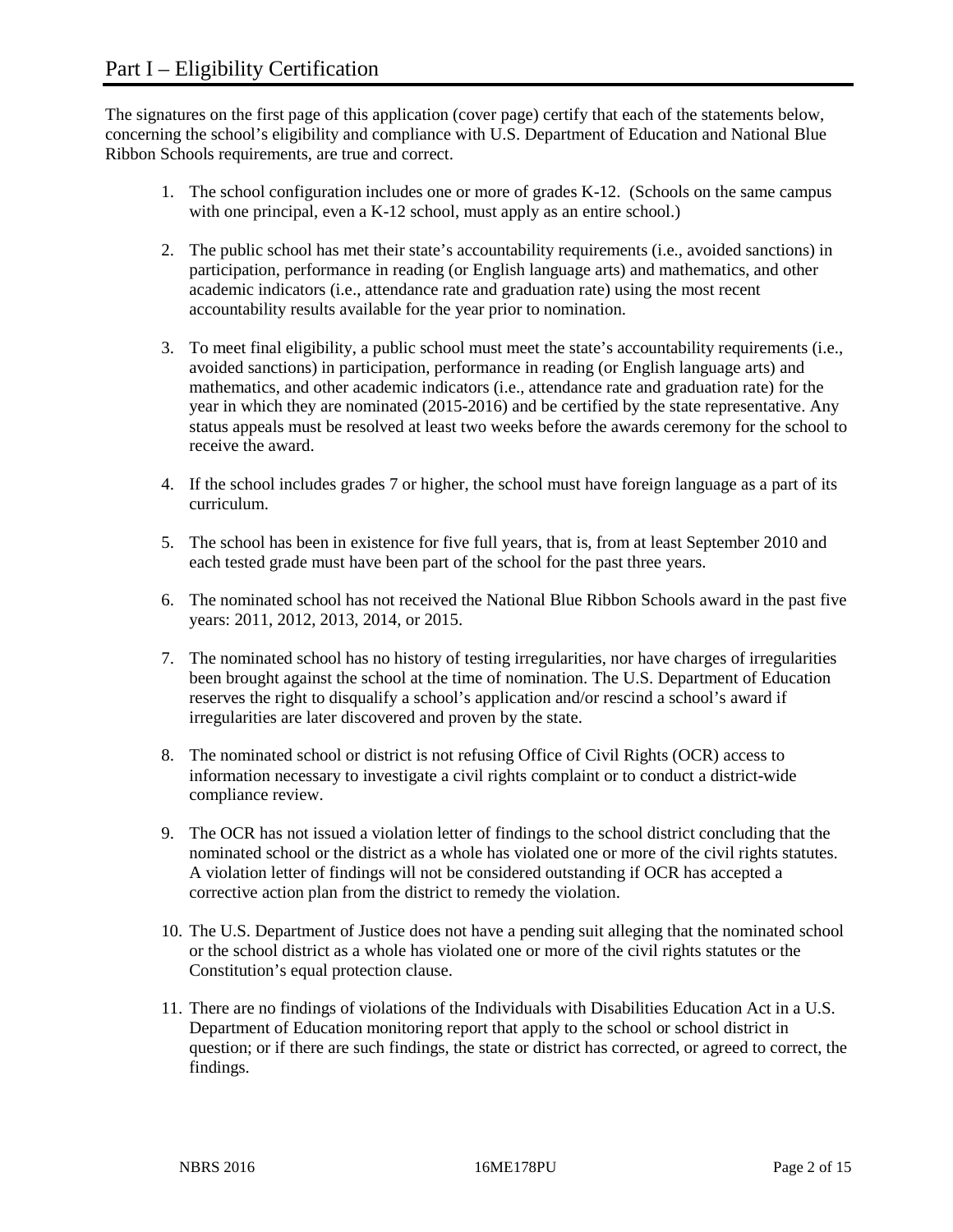# Part I – Eligibility Certification

The signatures on the first page of this application (cover page) certify that each of the statements below, concerning the school's eligibility and compliance with U.S. Department of Education and National Blue Ribbon Schools requirements, are true and correct.

1. The school configuration includes one or more of grades K-12. (Schools on the same campus with one principal, even a K-12 school, must apply as an entire school.)

2. The public school has met their state's accountability requirements (i.e., avoided sanctions) in participation, performance in reading (or English language arts) and mathematics, and other academic indicators (i.e., attendance rate and graduation rate) using the most recent accountability results available for the year prior to nomination.

3. To meet final eligibility, a public school must meet the state's accountability requirements (i.e., avoided sanctions) in participation, performance in reading (or English language arts) and mathematics, and other academic indicators (i.e., attendance rate and graduation rate) for the year in which they are nominated (2015-2016) and be certified by the state representative. Any status appeals must be resolved at least two weeks before the awards ceremony for the school to receive the award.

4. If the school includes grades 7 or higher, the school must have foreign language as a part of its curriculum.

5. The school has been in existence for five full years, that is, from at least September 2010 and each tested grade must have been part of the school for the past three years.

6. The nominated school has not received the National Blue Ribbon Schools award in the past five years: 2011, 2012, 2013, 2014, or 2015.

7. The nominated school has no history of testing irregularities, nor have charges of irregularities been brought against the school at the time of nomination. The U.S. Department of Education reserves the right to disqualify a school's application and/or rescind a school's award if irregularities are later discovered and proven by the state.

8. The nominated school or district is not refusing Office of Civil Rights (OCR) access to information necessary to investigate a civil rights complaint or to conduct a district-wide compliance review.

9. The OCR has not issued a violation letter of findings to the school district concluding that the nominated school or the district as a whole has violated one or more of the civil rights statutes. A violation letter of findings will not be considered outstanding if OCR has accepted a corrective action plan from the district to remedy the violation.

10. The U.S. Department of Justice does not have a pending suit alleging that the nominated school or the school district as a whole has violated one or more of the civil rights statutes or the Constitution's equal protection clause.

11. There are no findings of violations of the Individuals with Disabilities Education Act in a U.S. Department of Education monitoring report that apply to the school or school district in question; or if there are such findings, the state or district has corrected, or agreed to correct, the findings.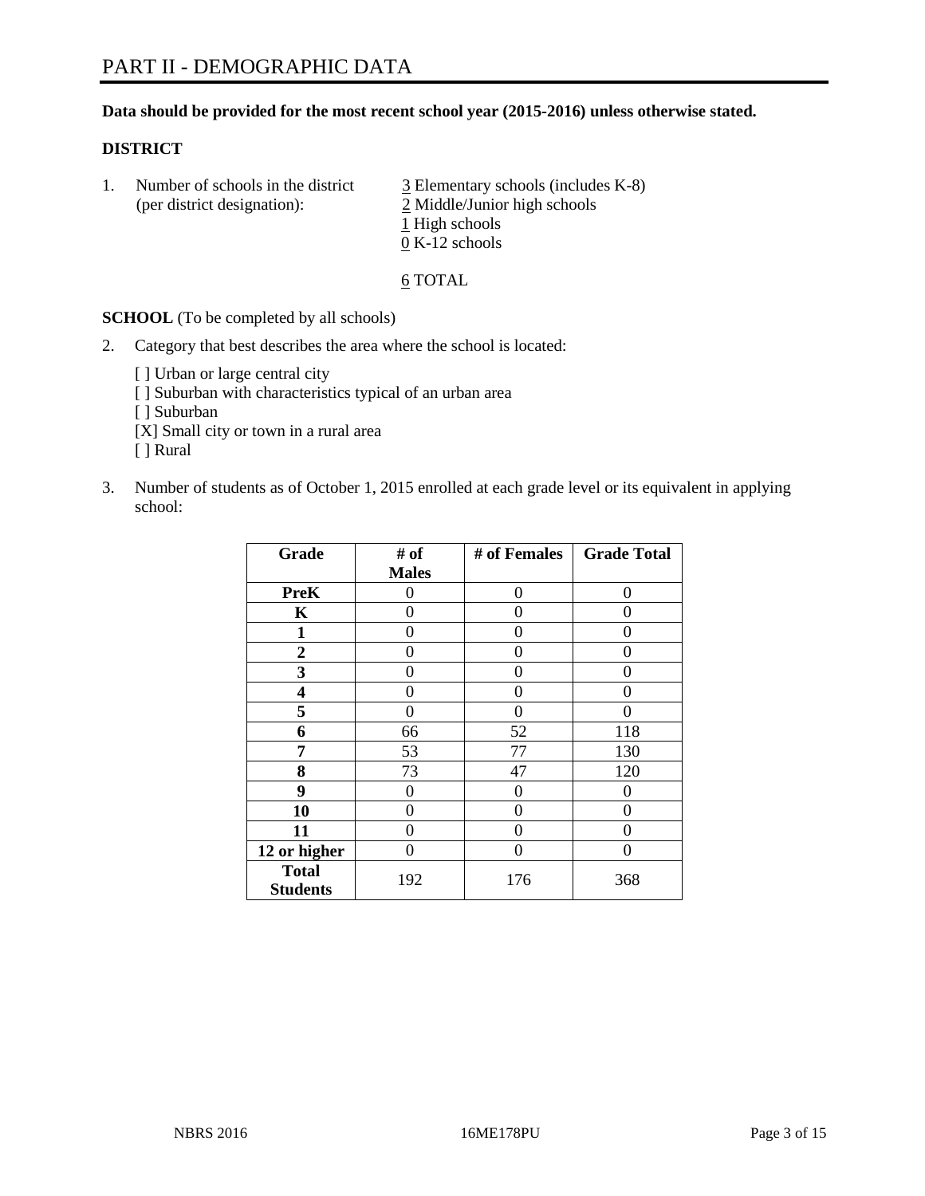# PART II - DEMOGRAPHIC DATA

**Data should be provided for the most recent school year (2015-2016) unless otherwise stated.**

**DISTRICT**

1. Number of schools in the district (per district designation):
   - 3 Elementary schools (includes K-8)
   - 2 Middle/Junior high schools
   - 1 High schools
   - 0 K-12 schools

   6 TOTAL

**SCHOOL** (To be completed by all schools)

2. Category that best describes the area where the school is located:

   [ ] Urban or large central city
   [ ] Suburban with characteristics typical of an urban area
   [ ] Suburban
   [X] Small city or town in a rural area
   [ ] Rural

3. Number of students as of October 1, 2015 enrolled at each grade level or its equivalent in applying school:

| Grade | # of Males | # of Females | Grade Total |
|---|---|---|---|
| **PreK** | 0 | 0 | 0 |
| **K** | 0 | 0 | 0 |
| **1** | 0 | 0 | 0 |
| **2** | 0 | 0 | 0 |
| **3** | 0 | 0 | 0 |
| **4** | 0 | 0 | 0 |
| **5** | 0 | 0 | 0 |
| **6** | 66 | 52 | 118 |
| **7** | 53 | 77 | 130 |
| **8** | 73 | 47 | 120 |
| **9** | 0 | 0 | 0 |
| **10** | 0 | 0 | 0 |
| **11** | 0 | 0 | 0 |
| **12 or higher** | 0 | 0 | 0 |
| **Total Students** | 192 | 176 | 368 |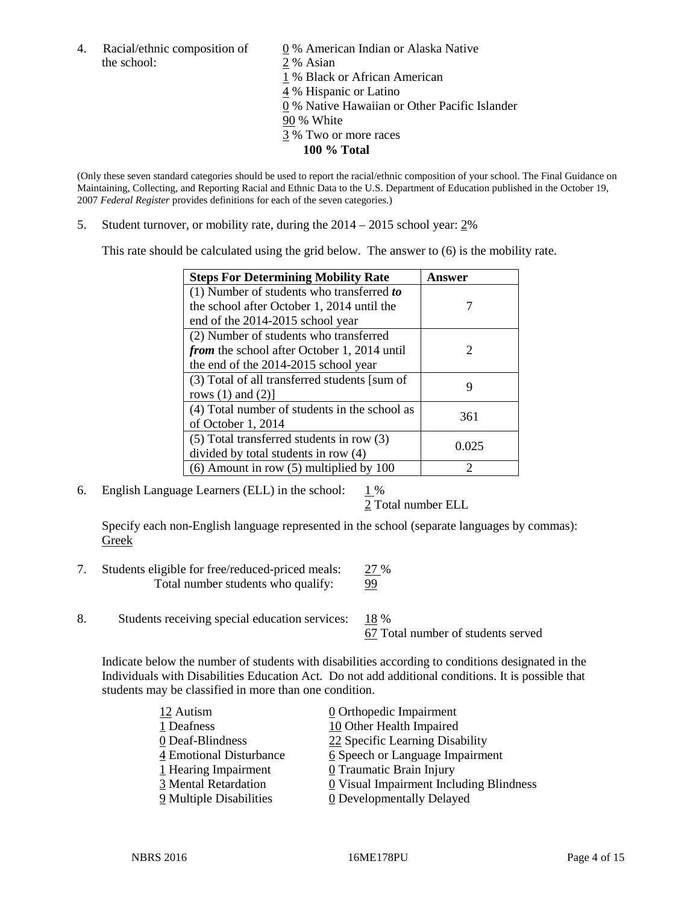4. Racial/ethnic composition of the school:
   0 % American Indian or Alaska Native
   2 % Asian
   1 % Black or African American
   4 % Hispanic or Latino
   0 % Native Hawaiian or Other Pacific Islander
   90 % White
   3 % Two or more races
   **100 % Total**

(Only these seven standard categories should be used to report the racial/ethnic composition of your school. The Final Guidance on Maintaining, Collecting, and Reporting Racial and Ethnic Data to the U.S. Department of Education published in the October 19, 2007 *Federal Register* provides definitions for each of the seven categories.)

5. Student turnover, or mobility rate, during the 2014 – 2015 school year: 2%

   This rate should be calculated using the grid below. The answer to (6) is the mobility rate.

| **Steps For Determining Mobility Rate** | **Answer** |
|---|---|
| (1) Number of students who transferred ***to*** the school after October 1, 2014 until the end of the 2014-2015 school year | 7 |
| (2) Number of students who transferred ***from*** the school after October 1, 2014 until the end of the 2014-2015 school year | 2 |
| (3) Total of all transferred students [sum of rows (1) and (2)] | 9 |
| (4) Total number of students in the school as of October 1, 2014 | 361 |
| (5) Total transferred students in row (3) divided by total students in row (4) | 0.025 |
| (6) Amount in row (5) multiplied by 100 | 2 |

6. English Language Learners (ELL) in the school: 1 %
   2 Total number ELL

   Specify each non-English language represented in the school (separate languages by commas):
   Greek

7. Students eligible for free/reduced-priced meals: 27 %
   Total number students who qualify: 99

8. Students receiving special education services: 18 %
   67 Total number of students served

   Indicate below the number of students with disabilities according to conditions designated in the Individuals with Disabilities Education Act. Do not add additional conditions. It is possible that students may be classified in more than one condition.

   12 Autism
   1 Deafness
   0 Deaf-Blindness
   4 Emotional Disturbance
   1 Hearing Impairment
   3 Mental Retardation
   9 Multiple Disabilities
   0 Orthopedic Impairment
   10 Other Health Impaired
   22 Specific Learning Disability
   6 Speech or Language Impairment
   0 Traumatic Brain Injury
   0 Visual Impairment Including Blindness
   0 Developmentally Delayed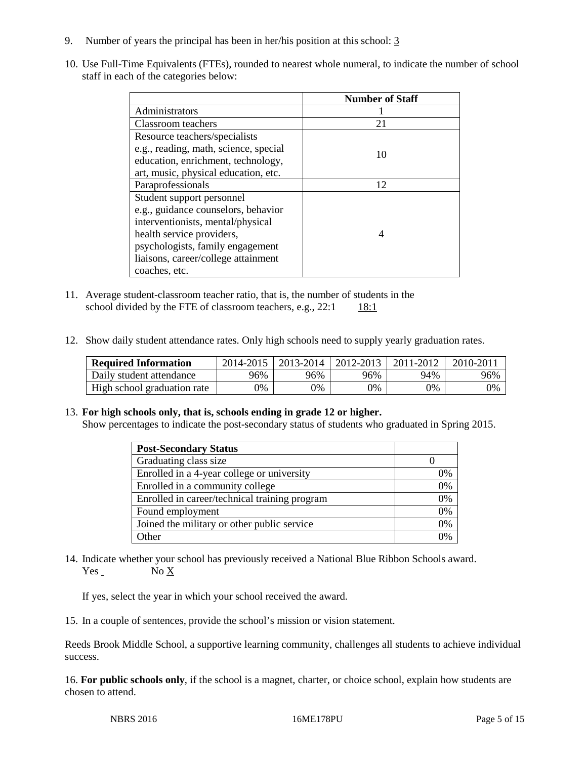9. Number of years the principal has been in her/his position at this school: 3

10. Use Full-Time Equivalents (FTEs), rounded to nearest whole numeral, to indicate the number of school staff in each of the categories below:

| | Number of Staff |
|---|---|
| Administrators | 1 |
| Classroom teachers | 21 |
| Resource teachers/specialists e.g., reading, math, science, special education, enrichment, technology, art, music, physical education, etc. | 10 |
| Paraprofessionals | 12 |
| Student support personnel e.g., guidance counselors, behavior interventionists, mental/physical health service providers, psychologists, family engagement liaisons, career/college attainment coaches, etc. | 4 |

11. Average student-classroom teacher ratio, that is, the number of students in the school divided by the FTE of classroom teachers, e.g., 22:1 18:1

12. Show daily student attendance rates. Only high schools need to supply yearly graduation rates.

| Required Information | 2014-2015 | 2013-2014 | 2012-2013 | 2011-2012 | 2010-2011 |
|---|---|---|---|---|---|
| Daily student attendance | 96% | 96% | 96% | 94% | 96% |
| High school graduation rate | 0% | 0% | 0% | 0% | 0% |

13. **For high schools only, that is, schools ending in grade 12 or higher.**
Show percentages to indicate the post-secondary status of students who graduated in Spring 2015.

| Post-Secondary Status | |
|---|---|
| Graduating class size | 0 |
| Enrolled in a 4-year college or university | 0% |
| Enrolled in a community college | 0% |
| Enrolled in career/technical training program | 0% |
| Found employment | 0% |
| Joined the military or other public service | 0% |
| Other | 0% |

14. Indicate whether your school has previously received a National Blue Ribbon Schools award.
Yes ___ No X

If yes, select the year in which your school received the award.

15. In a couple of sentences, provide the school's mission or vision statement.

Reeds Brook Middle School, a supportive learning community, challenges all students to achieve individual success.

16. **For public schools only**, if the school is a magnet, charter, or choice school, explain how students are chosen to attend.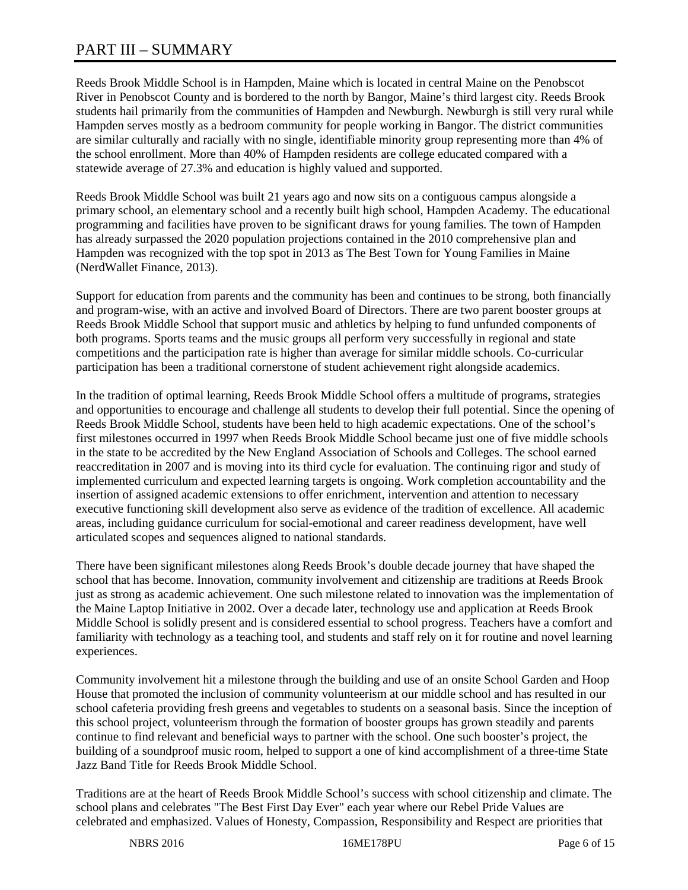# PART III – SUMMARY

Reeds Brook Middle School is in Hampden, Maine which is located in central Maine on the Penobscot River in Penobscot County and is bordered to the north by Bangor, Maine's third largest city. Reeds Brook students hail primarily from the communities of Hampden and Newburgh. Newburgh is still very rural while Hampden serves mostly as a bedroom community for people working in Bangor. The district communities are similar culturally and racially with no single, identifiable minority group representing more than 4% of the school enrollment. More than 40% of Hampden residents are college educated compared with a statewide average of 27.3% and education is highly valued and supported.

Reeds Brook Middle School was built 21 years ago and now sits on a contiguous campus alongside a primary school, an elementary school and a recently built high school, Hampden Academy. The educational programming and facilities have proven to be significant draws for young families. The town of Hampden has already surpassed the 2020 population projections contained in the 2010 comprehensive plan and Hampden was recognized with the top spot in 2013 as The Best Town for Young Families in Maine (NerdWallet Finance, 2013).

Support for education from parents and the community has been and continues to be strong, both financially and program-wise, with an active and involved Board of Directors. There are two parent booster groups at Reeds Brook Middle School that support music and athletics by helping to fund unfunded components of both programs. Sports teams and the music groups all perform very successfully in regional and state competitions and the participation rate is higher than average for similar middle schools. Co-curricular participation has been a traditional cornerstone of student achievement right alongside academics.

In the tradition of optimal learning, Reeds Brook Middle School offers a multitude of programs, strategies and opportunities to encourage and challenge all students to develop their full potential. Since the opening of Reeds Brook Middle School, students have been held to high academic expectations. One of the school's first milestones occurred in 1997 when Reeds Brook Middle School became just one of five middle schools in the state to be accredited by the New England Association of Schools and Colleges. The school earned reaccreditation in 2007 and is moving into its third cycle for evaluation. The continuing rigor and study of implemented curriculum and expected learning targets is ongoing. Work completion accountability and the insertion of assigned academic extensions to offer enrichment, intervention and attention to necessary executive functioning skill development also serve as evidence of the tradition of excellence. All academic areas, including guidance curriculum for social-emotional and career readiness development, have well articulated scopes and sequences aligned to national standards.

There have been significant milestones along Reeds Brook's double decade journey that have shaped the school that has become. Innovation, community involvement and citizenship are traditions at Reeds Brook just as strong as academic achievement. One such milestone related to innovation was the implementation of the Maine Laptop Initiative in 2002. Over a decade later, technology use and application at Reeds Brook Middle School is solidly present and is considered essential to school progress. Teachers have a comfort and familiarity with technology as a teaching tool, and students and staff rely on it for routine and novel learning experiences.

Community involvement hit a milestone through the building and use of an onsite School Garden and Hoop House that promoted the inclusion of community volunteerism at our middle school and has resulted in our school cafeteria providing fresh greens and vegetables to students on a seasonal basis. Since the inception of this school project, volunteerism through the formation of booster groups has grown steadily and parents continue to find relevant and beneficial ways to partner with the school. One such booster's project, the building of a soundproof music room, helped to support a one of kind accomplishment of a three-time State Jazz Band Title for Reeds Brook Middle School.

Traditions are at the heart of Reeds Brook Middle School's success with school citizenship and climate. The school plans and celebrates "The Best First Day Ever" each year where our Rebel Pride Values are celebrated and emphasized. Values of Honesty, Compassion, Responsibility and Respect are priorities that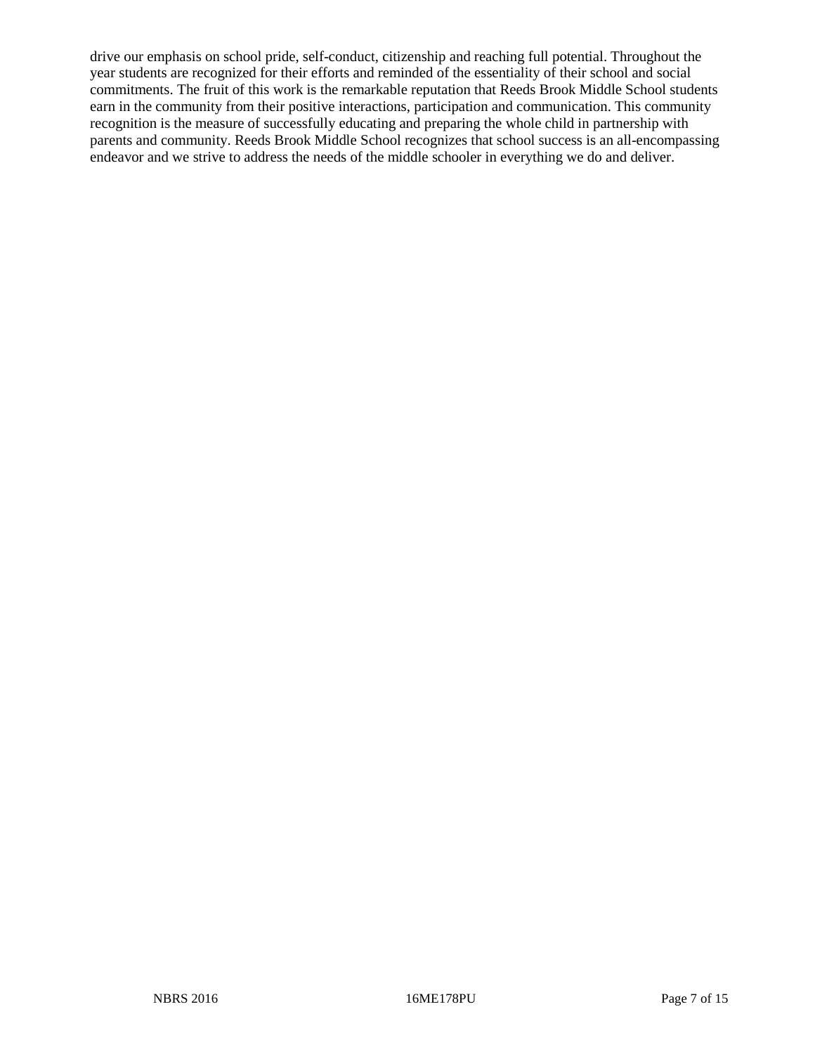drive our emphasis on school pride, self-conduct, citizenship and reaching full potential. Throughout the year students are recognized for their efforts and reminded of the essentiality of their school and social commitments. The fruit of this work is the remarkable reputation that Reeds Brook Middle School students earn in the community from their positive interactions, participation and communication. This community recognition is the measure of successfully educating and preparing the whole child in partnership with parents and community. Reeds Brook Middle School recognizes that school success is an all-encompassing endeavor and we strive to address the needs of the middle schooler in everything we do and deliver.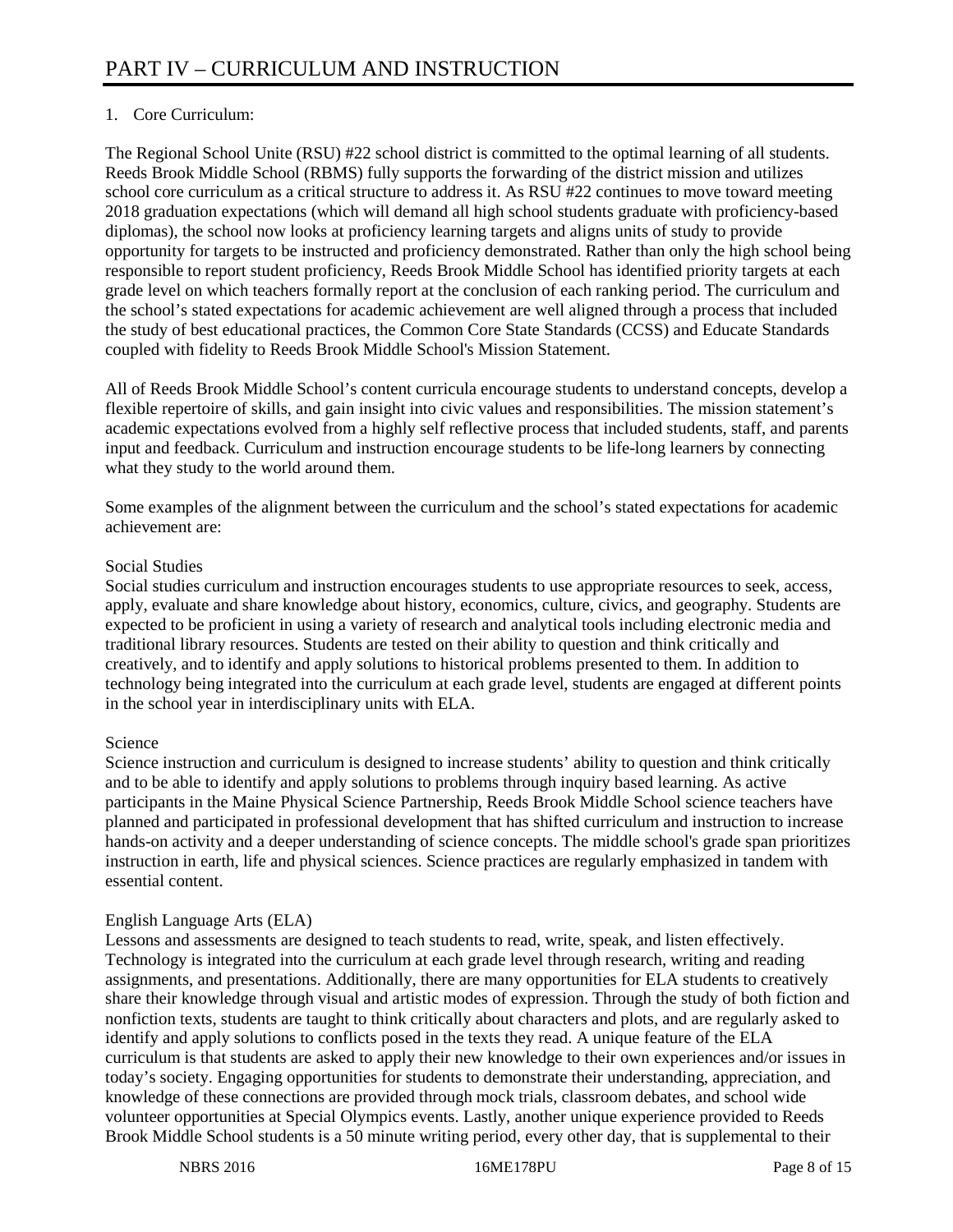# PART IV – CURRICULUM AND INSTRUCTION

1. Core Curriculum:

The Regional School Unite (RSU) #22 school district is committed to the optimal learning of all students. Reeds Brook Middle School (RBMS) fully supports the forwarding of the district mission and utilizes school core curriculum as a critical structure to address it. As RSU #22 continues to move toward meeting 2018 graduation expectations (which will demand all high school students graduate with proficiency-based diplomas), the school now looks at proficiency learning targets and aligns units of study to provide opportunity for targets to be instructed and proficiency demonstrated. Rather than only the high school being responsible to report student proficiency, Reeds Brook Middle School has identified priority targets at each grade level on which teachers formally report at the conclusion of each ranking period. The curriculum and the school's stated expectations for academic achievement are well aligned through a process that included the study of best educational practices, the Common Core State Standards (CCSS) and Educate Standards coupled with fidelity to Reeds Brook Middle School's Mission Statement.

All of Reeds Brook Middle School's content curricula encourage students to understand concepts, develop a flexible repertoire of skills, and gain insight into civic values and responsibilities. The mission statement's academic expectations evolved from a highly self reflective process that included students, staff, and parents input and feedback. Curriculum and instruction encourage students to be life-long learners by connecting what they study to the world around them.

Some examples of the alignment between the curriculum and the school's stated expectations for academic achievement are:

Social Studies
Social studies curriculum and instruction encourages students to use appropriate resources to seek, access, apply, evaluate and share knowledge about history, economics, culture, civics, and geography. Students are expected to be proficient in using a variety of research and analytical tools including electronic media and traditional library resources. Students are tested on their ability to question and think critically and creatively, and to identify and apply solutions to historical problems presented to them. In addition to technology being integrated into the curriculum at each grade level, students are engaged at different points in the school year in interdisciplinary units with ELA.

Science
Science instruction and curriculum is designed to increase students' ability to question and think critically and to be able to identify and apply solutions to problems through inquiry based learning. As active participants in the Maine Physical Science Partnership, Reeds Brook Middle School science teachers have planned and participated in professional development that has shifted curriculum and instruction to increase hands-on activity and a deeper understanding of science concepts. The middle school's grade span prioritizes instruction in earth, life and physical sciences. Science practices are regularly emphasized in tandem with essential content.

English Language Arts (ELA)
Lessons and assessments are designed to teach students to read, write, speak, and listen effectively. Technology is integrated into the curriculum at each grade level through research, writing and reading assignments, and presentations. Additionally, there are many opportunities for ELA students to creatively share their knowledge through visual and artistic modes of expression. Through the study of both fiction and nonfiction texts, students are taught to think critically about characters and plots, and are regularly asked to identify and apply solutions to conflicts posed in the texts they read. A unique feature of the ELA curriculum is that students are asked to apply their new knowledge to their own experiences and/or issues in today's society. Engaging opportunities for students to demonstrate their understanding, appreciation, and knowledge of these connections are provided through mock trials, classroom debates, and school wide volunteer opportunities at Special Olympics events. Lastly, another unique experience provided to Reeds Brook Middle School students is a 50 minute writing period, every other day, that is supplemental to their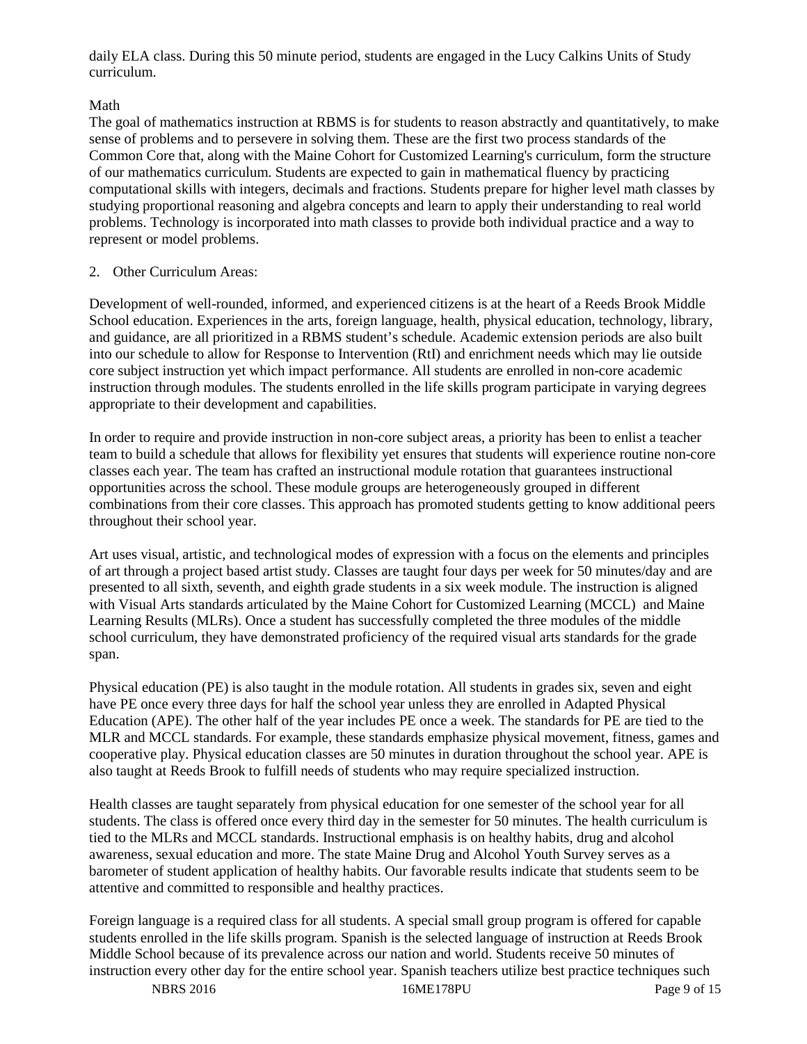daily ELA class. During this 50 minute period, students are engaged in the Lucy Calkins Units of Study curriculum.

Math

The goal of mathematics instruction at RBMS is for students to reason abstractly and quantitatively, to make sense of problems and to persevere in solving them. These are the first two process standards of the Common Core that, along with the Maine Cohort for Customized Learning's curriculum, form the structure of our mathematics curriculum. Students are expected to gain in mathematical fluency by practicing computational skills with integers, decimals and fractions. Students prepare for higher level math classes by studying proportional reasoning and algebra concepts and learn to apply their understanding to real world problems. Technology is incorporated into math classes to provide both individual practice and a way to represent or model problems.

2. Other Curriculum Areas:

Development of well-rounded, informed, and experienced citizens is at the heart of a Reeds Brook Middle School education. Experiences in the arts, foreign language, health, physical education, technology, library, and guidance, are all prioritized in a RBMS student's schedule. Academic extension periods are also built into our schedule to allow for Response to Intervention (RtI) and enrichment needs which may lie outside core subject instruction yet which impact performance. All students are enrolled in non-core academic instruction through modules. The students enrolled in the life skills program participate in varying degrees appropriate to their development and capabilities.

In order to require and provide instruction in non-core subject areas, a priority has been to enlist a teacher team to build a schedule that allows for flexibility yet ensures that students will experience routine non-core classes each year. The team has crafted an instructional module rotation that guarantees instructional opportunities across the school. These module groups are heterogeneously grouped in different combinations from their core classes. This approach has promoted students getting to know additional peers throughout their school year.

Art uses visual, artistic, and technological modes of expression with a focus on the elements and principles of art through a project based artist study. Classes are taught four days per week for 50 minutes/day and are presented to all sixth, seventh, and eighth grade students in a six week module. The instruction is aligned with Visual Arts standards articulated by the Maine Cohort for Customized Learning (MCCL) and Maine Learning Results (MLRs). Once a student has successfully completed the three modules of the middle school curriculum, they have demonstrated proficiency of the required visual arts standards for the grade span.

Physical education (PE) is also taught in the module rotation. All students in grades six, seven and eight have PE once every three days for half the school year unless they are enrolled in Adapted Physical Education (APE). The other half of the year includes PE once a week. The standards for PE are tied to the MLR and MCCL standards. For example, these standards emphasize physical movement, fitness, games and cooperative play. Physical education classes are 50 minutes in duration throughout the school year. APE is also taught at Reeds Brook to fulfill needs of students who may require specialized instruction.

Health classes are taught separately from physical education for one semester of the school year for all students. The class is offered once every third day in the semester for 50 minutes. The health curriculum is tied to the MLRs and MCCL standards. Instructional emphasis is on healthy habits, drug and alcohol awareness, sexual education and more. The state Maine Drug and Alcohol Youth Survey serves as a barometer of student application of healthy habits. Our favorable results indicate that students seem to be attentive and committed to responsible and healthy practices.

Foreign language is a required class for all students. A special small group program is offered for capable students enrolled in the life skills program. Spanish is the selected language of instruction at Reeds Brook Middle School because of its prevalence across our nation and world. Students receive 50 minutes of instruction every other day for the entire school year. Spanish teachers utilize best practice techniques such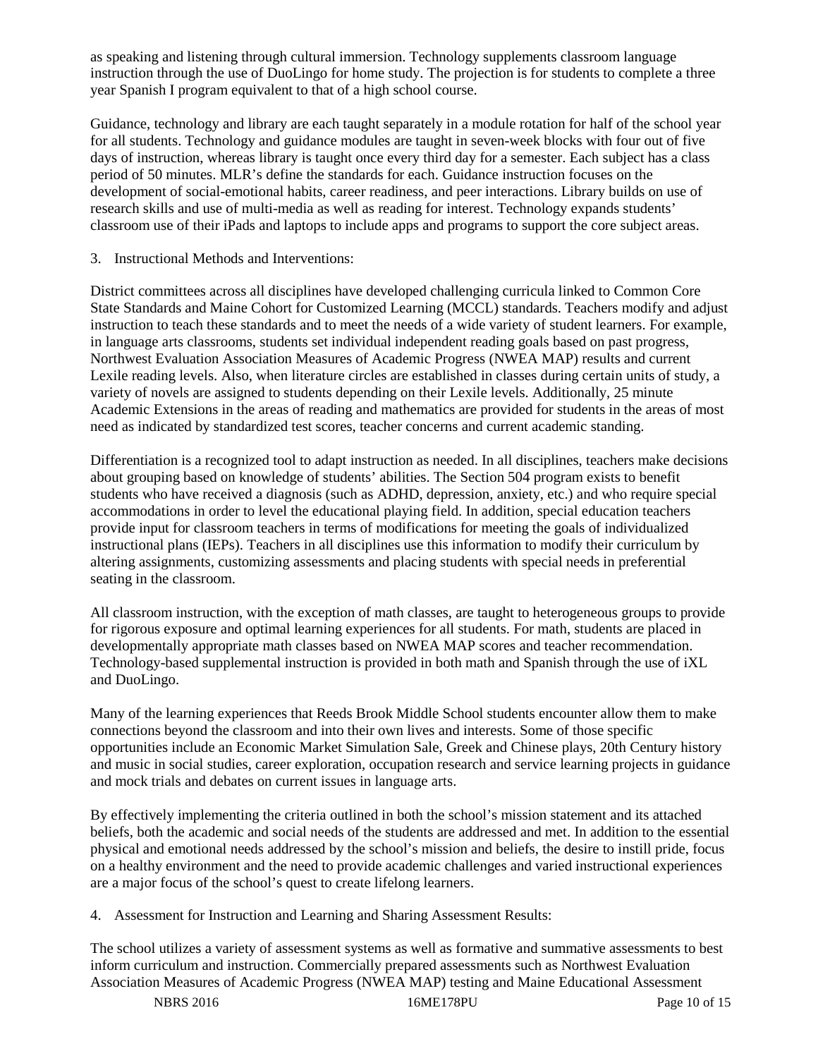as speaking and listening through cultural immersion. Technology supplements classroom language instruction through the use of DuoLingo for home study. The projection is for students to complete a three year Spanish I program equivalent to that of a high school course.

Guidance, technology and library are each taught separately in a module rotation for half of the school year for all students. Technology and guidance modules are taught in seven-week blocks with four out of five days of instruction, whereas library is taught once every third day for a semester. Each subject has a class period of 50 minutes. MLR's define the standards for each. Guidance instruction focuses on the development of social-emotional habits, career readiness, and peer interactions. Library builds on use of research skills and use of multi-media as well as reading for interest. Technology expands students' classroom use of their iPads and laptops to include apps and programs to support the core subject areas.

3. Instructional Methods and Interventions:

District committees across all disciplines have developed challenging curricula linked to Common Core State Standards and Maine Cohort for Customized Learning (MCCL) standards. Teachers modify and adjust instruction to teach these standards and to meet the needs of a wide variety of student learners. For example, in language arts classrooms, students set individual independent reading goals based on past progress, Northwest Evaluation Association Measures of Academic Progress (NWEA MAP) results and current Lexile reading levels. Also, when literature circles are established in classes during certain units of study, a variety of novels are assigned to students depending on their Lexile levels. Additionally, 25 minute Academic Extensions in the areas of reading and mathematics are provided for students in the areas of most need as indicated by standardized test scores, teacher concerns and current academic standing.

Differentiation is a recognized tool to adapt instruction as needed. In all disciplines, teachers make decisions about grouping based on knowledge of students' abilities. The Section 504 program exists to benefit students who have received a diagnosis (such as ADHD, depression, anxiety, etc.) and who require special accommodations in order to level the educational playing field. In addition, special education teachers provide input for classroom teachers in terms of modifications for meeting the goals of individualized instructional plans (IEPs). Teachers in all disciplines use this information to modify their curriculum by altering assignments, customizing assessments and placing students with special needs in preferential seating in the classroom.

All classroom instruction, with the exception of math classes, are taught to heterogeneous groups to provide for rigorous exposure and optimal learning experiences for all students. For math, students are placed in developmentally appropriate math classes based on NWEA MAP scores and teacher recommendation. Technology-based supplemental instruction is provided in both math and Spanish through the use of iXL and DuoLingo.

Many of the learning experiences that Reeds Brook Middle School students encounter allow them to make connections beyond the classroom and into their own lives and interests. Some of those specific opportunities include an Economic Market Simulation Sale, Greek and Chinese plays, 20th Century history and music in social studies, career exploration, occupation research and service learning projects in guidance and mock trials and debates on current issues in language arts.

By effectively implementing the criteria outlined in both the school's mission statement and its attached beliefs, both the academic and social needs of the students are addressed and met. In addition to the essential physical and emotional needs addressed by the school's mission and beliefs, the desire to instill pride, focus on a healthy environment and the need to provide academic challenges and varied instructional experiences are a major focus of the school's quest to create lifelong learners.

4. Assessment for Instruction and Learning and Sharing Assessment Results:

The school utilizes a variety of assessment systems as well as formative and summative assessments to best inform curriculum and instruction. Commercially prepared assessments such as Northwest Evaluation Association Measures of Academic Progress (NWEA MAP) testing and Maine Educational Assessment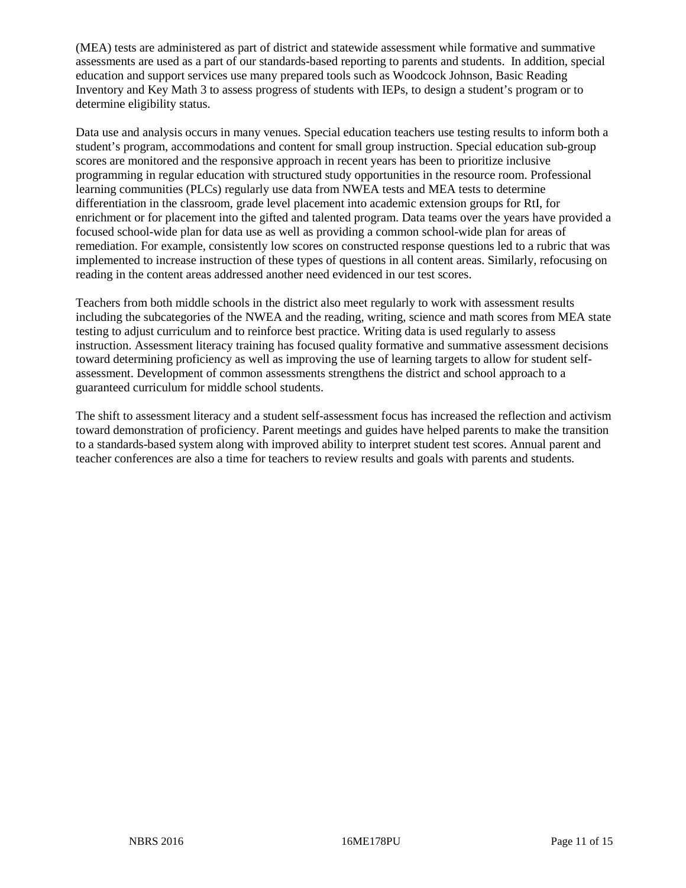(MEA) tests are administered as part of district and statewide assessment while formative and summative assessments are used as a part of our standards-based reporting to parents and students. In addition, special education and support services use many prepared tools such as Woodcock Johnson, Basic Reading Inventory and Key Math 3 to assess progress of students with IEPs, to design a student's program or to determine eligibility status.

Data use and analysis occurs in many venues. Special education teachers use testing results to inform both a student's program, accommodations and content for small group instruction. Special education sub-group scores are monitored and the responsive approach in recent years has been to prioritize inclusive programming in regular education with structured study opportunities in the resource room. Professional learning communities (PLCs) regularly use data from NWEA tests and MEA tests to determine differentiation in the classroom, grade level placement into academic extension groups for RtI, for enrichment or for placement into the gifted and talented program. Data teams over the years have provided a focused school-wide plan for data use as well as providing a common school-wide plan for areas of remediation. For example, consistently low scores on constructed response questions led to a rubric that was implemented to increase instruction of these types of questions in all content areas. Similarly, refocusing on reading in the content areas addressed another need evidenced in our test scores.

Teachers from both middle schools in the district also meet regularly to work with assessment results including the subcategories of the NWEA and the reading, writing, science and math scores from MEA state testing to adjust curriculum and to reinforce best practice. Writing data is used regularly to assess instruction. Assessment literacy training has focused quality formative and summative assessment decisions toward determining proficiency as well as improving the use of learning targets to allow for student self-assessment. Development of common assessments strengthens the district and school approach to a guaranteed curriculum for middle school students.

The shift to assessment literacy and a student self-assessment focus has increased the reflection and activism toward demonstration of proficiency. Parent meetings and guides have helped parents to make the transition to a standards-based system along with improved ability to interpret student test scores. Annual parent and teacher conferences are also a time for teachers to review results and goals with parents and students.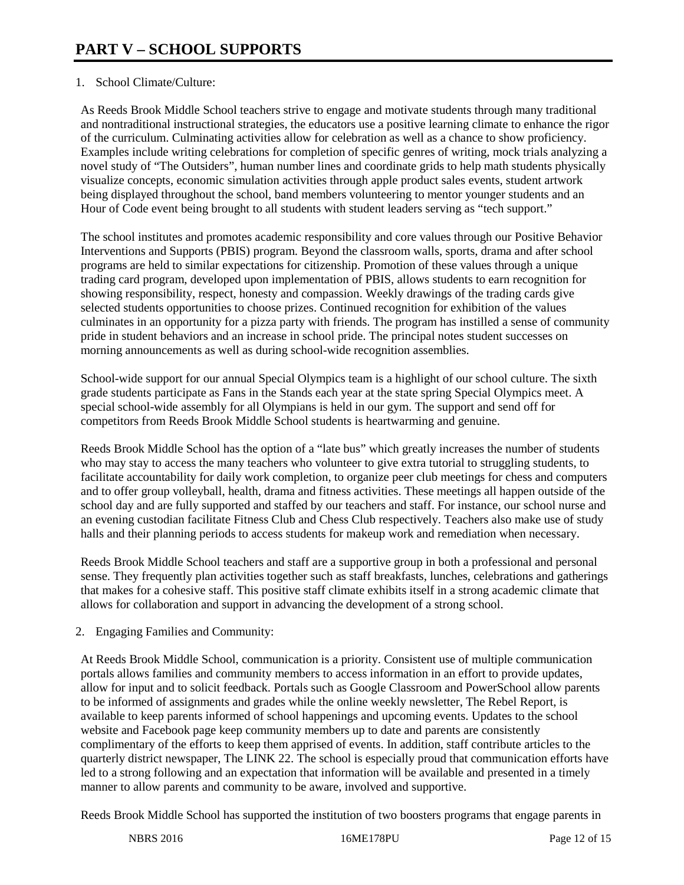# PART V – SCHOOL SUPPORTS

1. School Climate/Culture:

As Reeds Brook Middle School teachers strive to engage and motivate students through many traditional and nontraditional instructional strategies, the educators use a positive learning climate to enhance the rigor of the curriculum. Culminating activities allow for celebration as well as a chance to show proficiency. Examples include writing celebrations for completion of specific genres of writing, mock trials analyzing a novel study of "The Outsiders", human number lines and coordinate grids to help math students physically visualize concepts, economic simulation activities through apple product sales events, student artwork being displayed throughout the school, band members volunteering to mentor younger students and an Hour of Code event being brought to all students with student leaders serving as "tech support."

The school institutes and promotes academic responsibility and core values through our Positive Behavior Interventions and Supports (PBIS) program. Beyond the classroom walls, sports, drama and after school programs are held to similar expectations for citizenship. Promotion of these values through a unique trading card program, developed upon implementation of PBIS, allows students to earn recognition for showing responsibility, respect, honesty and compassion. Weekly drawings of the trading cards give selected students opportunities to choose prizes. Continued recognition for exhibition of the values culminates in an opportunity for a pizza party with friends. The program has instilled a sense of community pride in student behaviors and an increase in school pride. The principal notes student successes on morning announcements as well as during school-wide recognition assemblies.

School-wide support for our annual Special Olympics team is a highlight of our school culture. The sixth grade students participate as Fans in the Stands each year at the state spring Special Olympics meet. A special school-wide assembly for all Olympians is held in our gym. The support and send off for competitors from Reeds Brook Middle School students is heartwarming and genuine.

Reeds Brook Middle School has the option of a "late bus" which greatly increases the number of students who may stay to access the many teachers who volunteer to give extra tutorial to struggling students, to facilitate accountability for daily work completion, to organize peer club meetings for chess and computers and to offer group volleyball, health, drama and fitness activities. These meetings all happen outside of the school day and are fully supported and staffed by our teachers and staff. For instance, our school nurse and an evening custodian facilitate Fitness Club and Chess Club respectively. Teachers also make use of study halls and their planning periods to access students for makeup work and remediation when necessary.

Reeds Brook Middle School teachers and staff are a supportive group in both a professional and personal sense. They frequently plan activities together such as staff breakfasts, lunches, celebrations and gatherings that makes for a cohesive staff. This positive staff climate exhibits itself in a strong academic climate that allows for collaboration and support in advancing the development of a strong school.

2. Engaging Families and Community:

At Reeds Brook Middle School, communication is a priority. Consistent use of multiple communication portals allows families and community members to access information in an effort to provide updates, allow for input and to solicit feedback. Portals such as Google Classroom and PowerSchool allow parents to be informed of assignments and grades while the online weekly newsletter, The Rebel Report, is available to keep parents informed of school happenings and upcoming events. Updates to the school website and Facebook page keep community members up to date and parents are consistently complimentary of the efforts to keep them apprised of events. In addition, staff contribute articles to the quarterly district newspaper, The LINK 22. The school is especially proud that communication efforts have led to a strong following and an expectation that information will be available and presented in a timely manner to allow parents and community to be aware, involved and supportive.

Reeds Brook Middle School has supported the institution of two boosters programs that engage parents in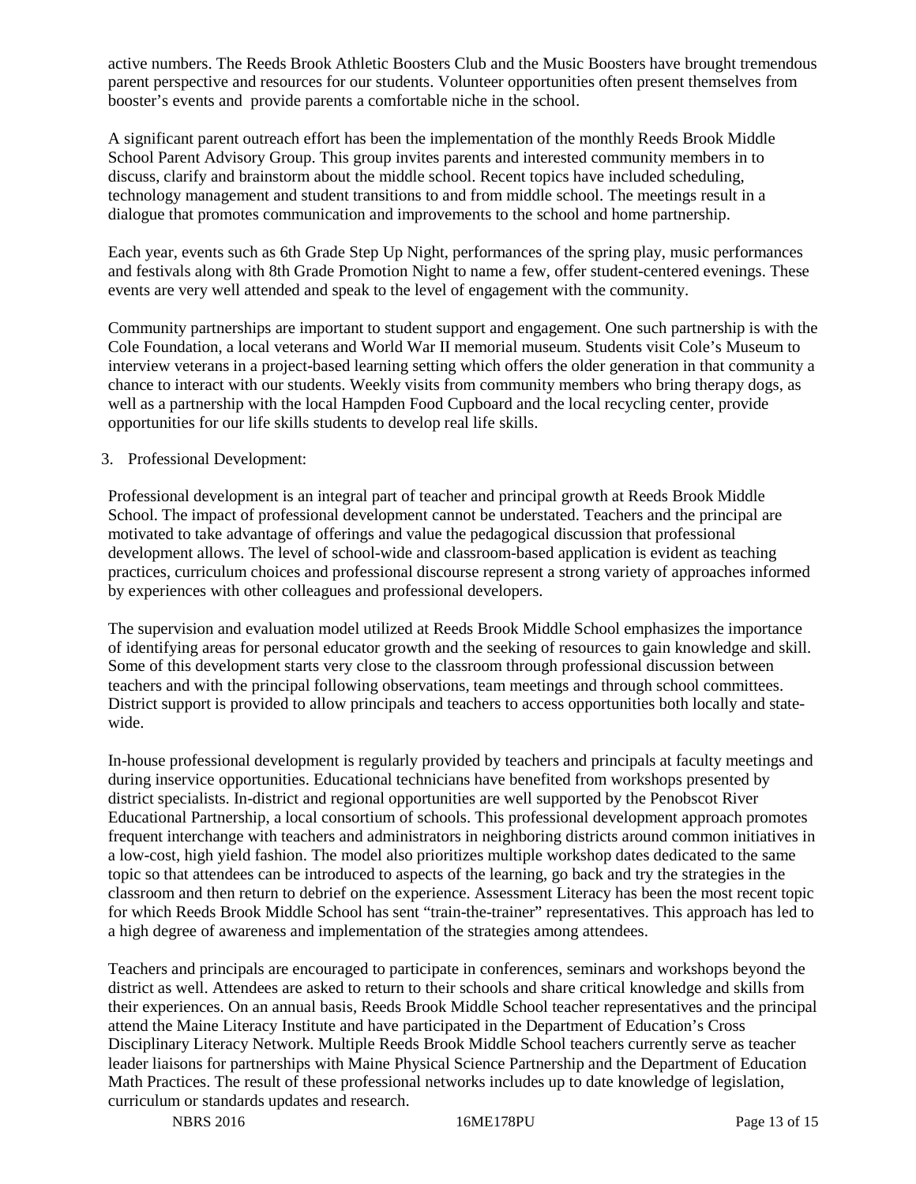active numbers. The Reeds Brook Athletic Boosters Club and the Music Boosters have brought tremendous parent perspective and resources for our students. Volunteer opportunities often present themselves from booster's events and provide parents a comfortable niche in the school.

A significant parent outreach effort has been the implementation of the monthly Reeds Brook Middle School Parent Advisory Group. This group invites parents and interested community members in to discuss, clarify and brainstorm about the middle school. Recent topics have included scheduling, technology management and student transitions to and from middle school. The meetings result in a dialogue that promotes communication and improvements to the school and home partnership.

Each year, events such as 6th Grade Step Up Night, performances of the spring play, music performances and festivals along with 8th Grade Promotion Night to name a few, offer student-centered evenings. These events are very well attended and speak to the level of engagement with the community.

Community partnerships are important to student support and engagement. One such partnership is with the Cole Foundation, a local veterans and World War II memorial museum. Students visit Cole's Museum to interview veterans in a project-based learning setting which offers the older generation in that community a chance to interact with our students. Weekly visits from community members who bring therapy dogs, as well as a partnership with the local Hampden Food Cupboard and the local recycling center, provide opportunities for our life skills students to develop real life skills.

3. Professional Development:

Professional development is an integral part of teacher and principal growth at Reeds Brook Middle School. The impact of professional development cannot be understated. Teachers and the principal are motivated to take advantage of offerings and value the pedagogical discussion that professional development allows. The level of school-wide and classroom-based application is evident as teaching practices, curriculum choices and professional discourse represent a strong variety of approaches informed by experiences with other colleagues and professional developers.

The supervision and evaluation model utilized at Reeds Brook Middle School emphasizes the importance of identifying areas for personal educator growth and the seeking of resources to gain knowledge and skill. Some of this development starts very close to the classroom through professional discussion between teachers and with the principal following observations, team meetings and through school committees. District support is provided to allow principals and teachers to access opportunities both locally and state-wide.

In-house professional development is regularly provided by teachers and principals at faculty meetings and during inservice opportunities. Educational technicians have benefited from workshops presented by district specialists. In-district and regional opportunities are well supported by the Penobscot River Educational Partnership, a local consortium of schools. This professional development approach promotes frequent interchange with teachers and administrators in neighboring districts around common initiatives in a low-cost, high yield fashion. The model also prioritizes multiple workshop dates dedicated to the same topic so that attendees can be introduced to aspects of the learning, go back and try the strategies in the classroom and then return to debrief on the experience. Assessment Literacy has been the most recent topic for which Reeds Brook Middle School has sent "train-the-trainer" representatives. This approach has led to a high degree of awareness and implementation of the strategies among attendees.

Teachers and principals are encouraged to participate in conferences, seminars and workshops beyond the district as well. Attendees are asked to return to their schools and share critical knowledge and skills from their experiences. On an annual basis, Reeds Brook Middle School teacher representatives and the principal attend the Maine Literacy Institute and have participated in the Department of Education's Cross Disciplinary Literacy Network. Multiple Reeds Brook Middle School teachers currently serve as teacher leader liaisons for partnerships with Maine Physical Science Partnership and the Department of Education Math Practices. The result of these professional networks includes up to date knowledge of legislation, curriculum or standards updates and research.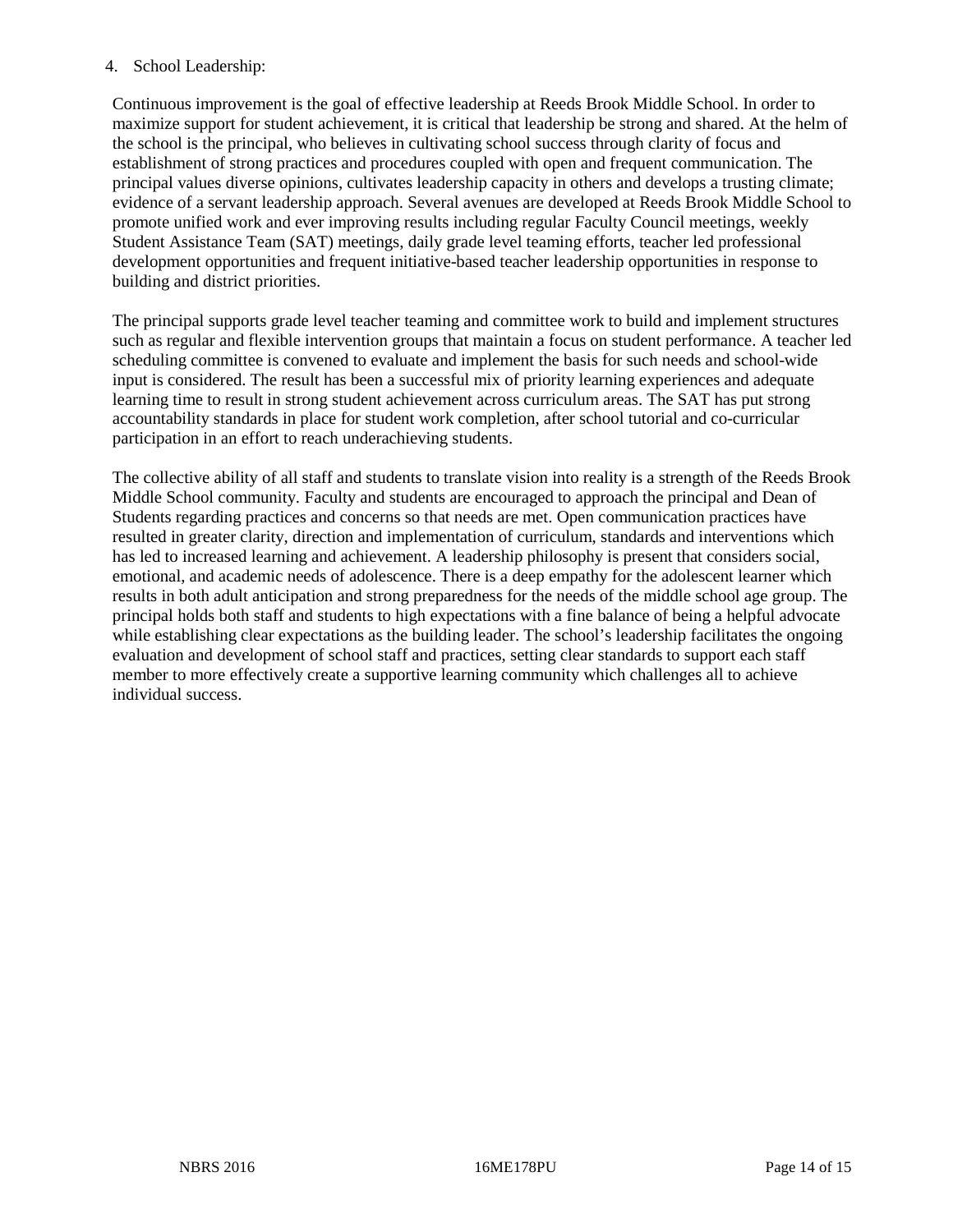4. School Leadership:

Continuous improvement is the goal of effective leadership at Reeds Brook Middle School. In order to maximize support for student achievement, it is critical that leadership be strong and shared. At the helm of the school is the principal, who believes in cultivating school success through clarity of focus and establishment of strong practices and procedures coupled with open and frequent communication. The principal values diverse opinions, cultivates leadership capacity in others and develops a trusting climate; evidence of a servant leadership approach. Several avenues are developed at Reeds Brook Middle School to promote unified work and ever improving results including regular Faculty Council meetings, weekly Student Assistance Team (SAT) meetings, daily grade level teaming efforts, teacher led professional development opportunities and frequent initiative-based teacher leadership opportunities in response to building and district priorities.

The principal supports grade level teacher teaming and committee work to build and implement structures such as regular and flexible intervention groups that maintain a focus on student performance. A teacher led scheduling committee is convened to evaluate and implement the basis for such needs and school-wide input is considered. The result has been a successful mix of priority learning experiences and adequate learning time to result in strong student achievement across curriculum areas. The SAT has put strong accountability standards in place for student work completion, after school tutorial and co-curricular participation in an effort to reach underachieving students.

The collective ability of all staff and students to translate vision into reality is a strength of the Reeds Brook Middle School community. Faculty and students are encouraged to approach the principal and Dean of Students regarding practices and concerns so that needs are met. Open communication practices have resulted in greater clarity, direction and implementation of curriculum, standards and interventions which has led to increased learning and achievement. A leadership philosophy is present that considers social, emotional, and academic needs of adolescence. There is a deep empathy for the adolescent learner which results in both adult anticipation and strong preparedness for the needs of the middle school age group. The principal holds both staff and students to high expectations with a fine balance of being a helpful advocate while establishing clear expectations as the building leader. The school's leadership facilitates the ongoing evaluation and development of school staff and practices, setting clear standards to support each staff member to more effectively create a supportive learning community which challenges all to achieve individual success.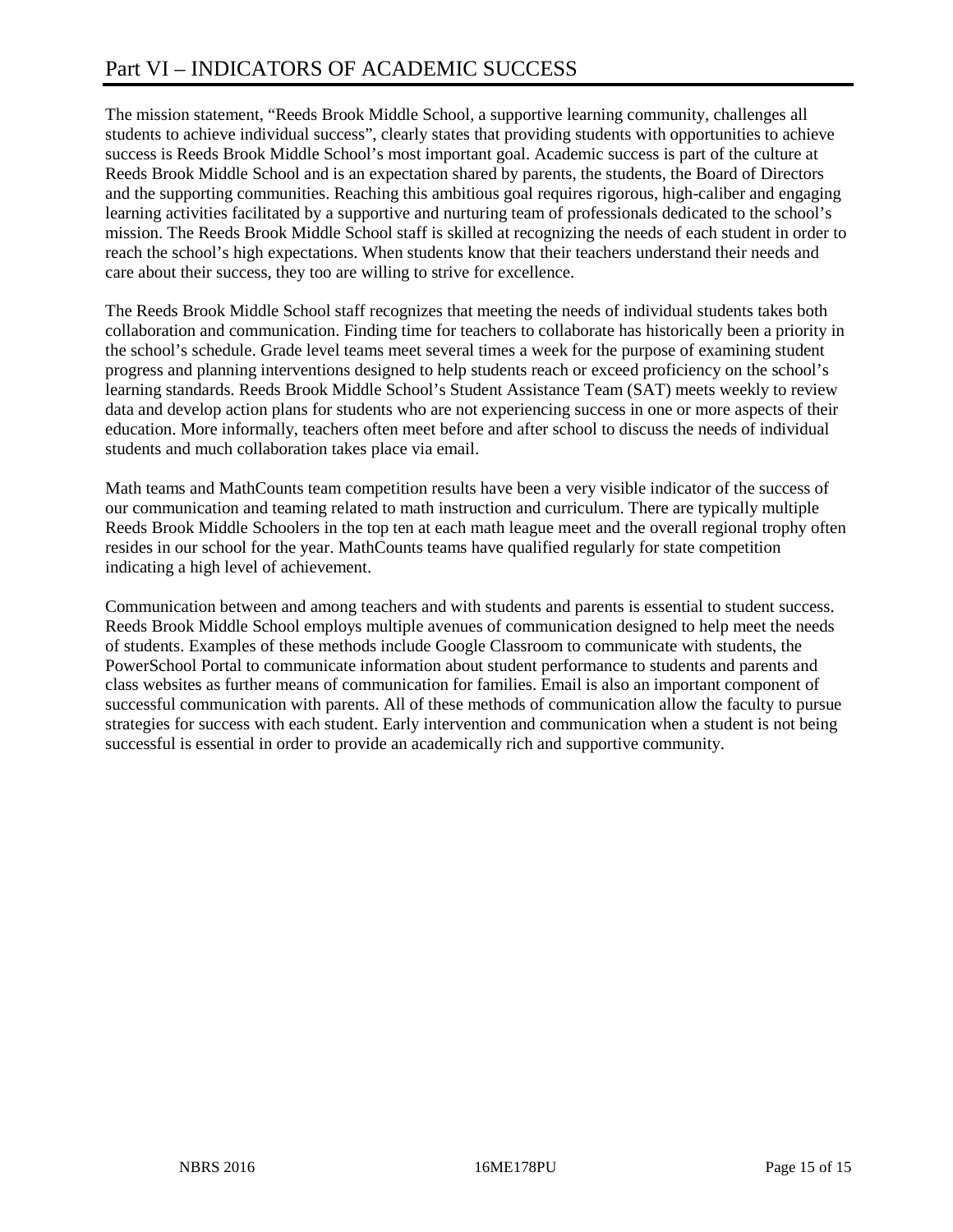# Part VI – INDICATORS OF ACADEMIC SUCCESS

The mission statement, "Reeds Brook Middle School, a supportive learning community, challenges all students to achieve individual success", clearly states that providing students with opportunities to achieve success is Reeds Brook Middle School's most important goal. Academic success is part of the culture at Reeds Brook Middle School and is an expectation shared by parents, the students, the Board of Directors and the supporting communities. Reaching this ambitious goal requires rigorous, high-caliber and engaging learning activities facilitated by a supportive and nurturing team of professionals dedicated to the school's mission. The Reeds Brook Middle School staff is skilled at recognizing the needs of each student in order to reach the school's high expectations. When students know that their teachers understand their needs and care about their success, they too are willing to strive for excellence.

The Reeds Brook Middle School staff recognizes that meeting the needs of individual students takes both collaboration and communication. Finding time for teachers to collaborate has historically been a priority in the school's schedule. Grade level teams meet several times a week for the purpose of examining student progress and planning interventions designed to help students reach or exceed proficiency on the school's learning standards. Reeds Brook Middle School's Student Assistance Team (SAT) meets weekly to review data and develop action plans for students who are not experiencing success in one or more aspects of their education. More informally, teachers often meet before and after school to discuss the needs of individual students and much collaboration takes place via email.

Math teams and MathCounts team competition results have been a very visible indicator of the success of our communication and teaming related to math instruction and curriculum. There are typically multiple Reeds Brook Middle Schoolers in the top ten at each math league meet and the overall regional trophy often resides in our school for the year. MathCounts teams have qualified regularly for state competition indicating a high level of achievement.

Communication between and among teachers and with students and parents is essential to student success. Reeds Brook Middle School employs multiple avenues of communication designed to help meet the needs of students. Examples of these methods include Google Classroom to communicate with students, the PowerSchool Portal to communicate information about student performance to students and parents and class websites as further means of communication for families. Email is also an important component of successful communication with parents. All of these methods of communication allow the faculty to pursue strategies for success with each student. Early intervention and communication when a student is not being successful is essential in order to provide an academically rich and supportive community.